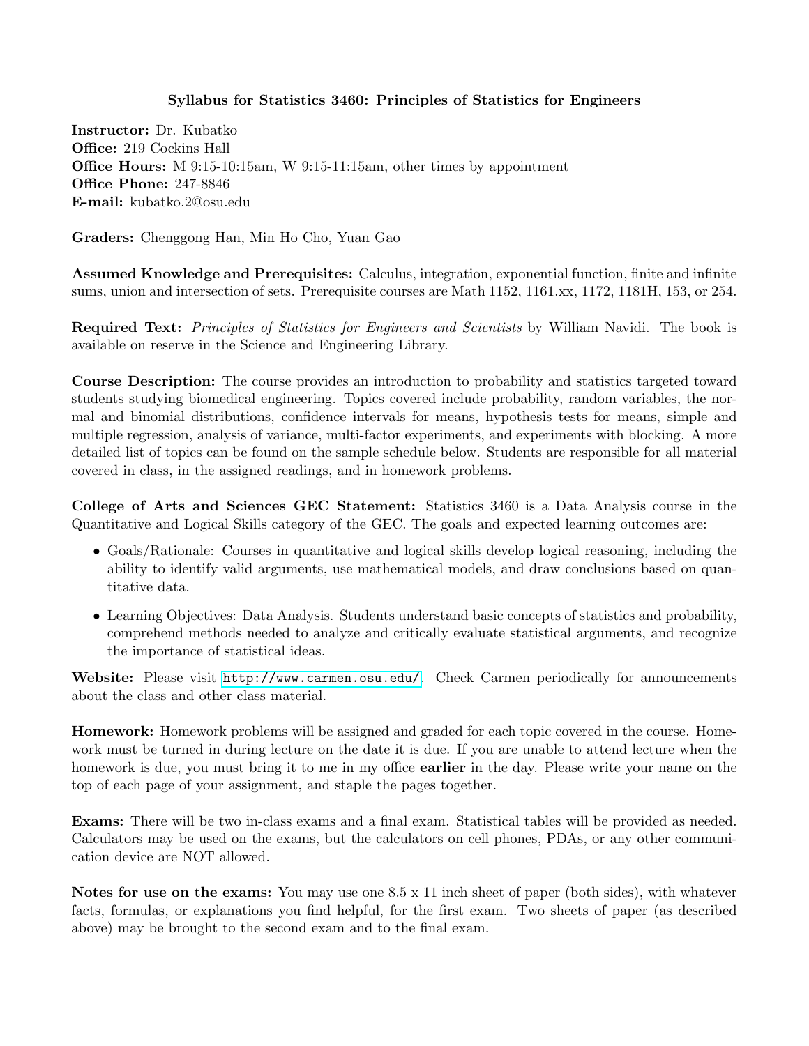# Syllabus for Statistics 3460: Principles of Statistics for Engineers

**Instructor:** Dr. Kubatko
**Office:** 219 Cockins Hall
**Office Hours:** M 9:15-10:15am, W 9:15-11:15am, other times by appointment
**Office Phone:** 247-8846
**E-mail:** kubatko.2@osu.edu

**Graders:** Chenggong Han, Min Ho Cho, Yuan Gao

**Assumed Knowledge and Prerequisites:** Calculus, integration, exponential function, finite and infinite sums, union and intersection of sets. Prerequisite courses are Math 1152, 1161.xx, 1172, 1181H, 153, or 254.

**Required Text:** *Principles of Statistics for Engineers and Scientists* by William Navidi. The book is available on reserve in the Science and Engineering Library.

**Course Description:** The course provides an introduction to probability and statistics targeted toward students studying biomedical engineering. Topics covered include probability, random variables, the normal and binomial distributions, confidence intervals for means, hypothesis tests for means, simple and multiple regression, analysis of variance, multi-factor experiments, and experiments with blocking. A more detailed list of topics can be found on the sample schedule below. Students are responsible for all material covered in class, in the assigned readings, and in homework problems.

**College of Arts and Sciences GEC Statement:** Statistics 3460 is a Data Analysis course in the Quantitative and Logical Skills category of the GEC. The goals and expected learning outcomes are:

- Goals/Rationale: Courses in quantitative and logical skills develop logical reasoning, including the ability to identify valid arguments, use mathematical models, and draw conclusions based on quantitative data.
- Learning Objectives: Data Analysis. Students understand basic concepts of statistics and probability, comprehend methods needed to analyze and critically evaluate statistical arguments, and recognize the importance of statistical ideas.

**Website:** Please visit http://www.carmen.osu.edu/. Check Carmen periodically for announcements about the class and other class material.

**Homework:** Homework problems will be assigned and graded for each topic covered in the course. Homework must be turned in during lecture on the date it is due. If you are unable to attend lecture when the homework is due, you must bring it to me in my office **earlier** in the day. Please write your name on the top of each page of your assignment, and staple the pages together.

**Exams:** There will be two in-class exams and a final exam. Statistical tables will be provided as needed. Calculators may be used on the exams, but the calculators on cell phones, PDAs, or any other communication device are NOT allowed.

**Notes for use on the exams:** You may use one 8.5 x 11 inch sheet of paper (both sides), with whatever facts, formulas, or explanations you find helpful, for the first exam. Two sheets of paper (as described above) may be brought to the second exam and to the final exam.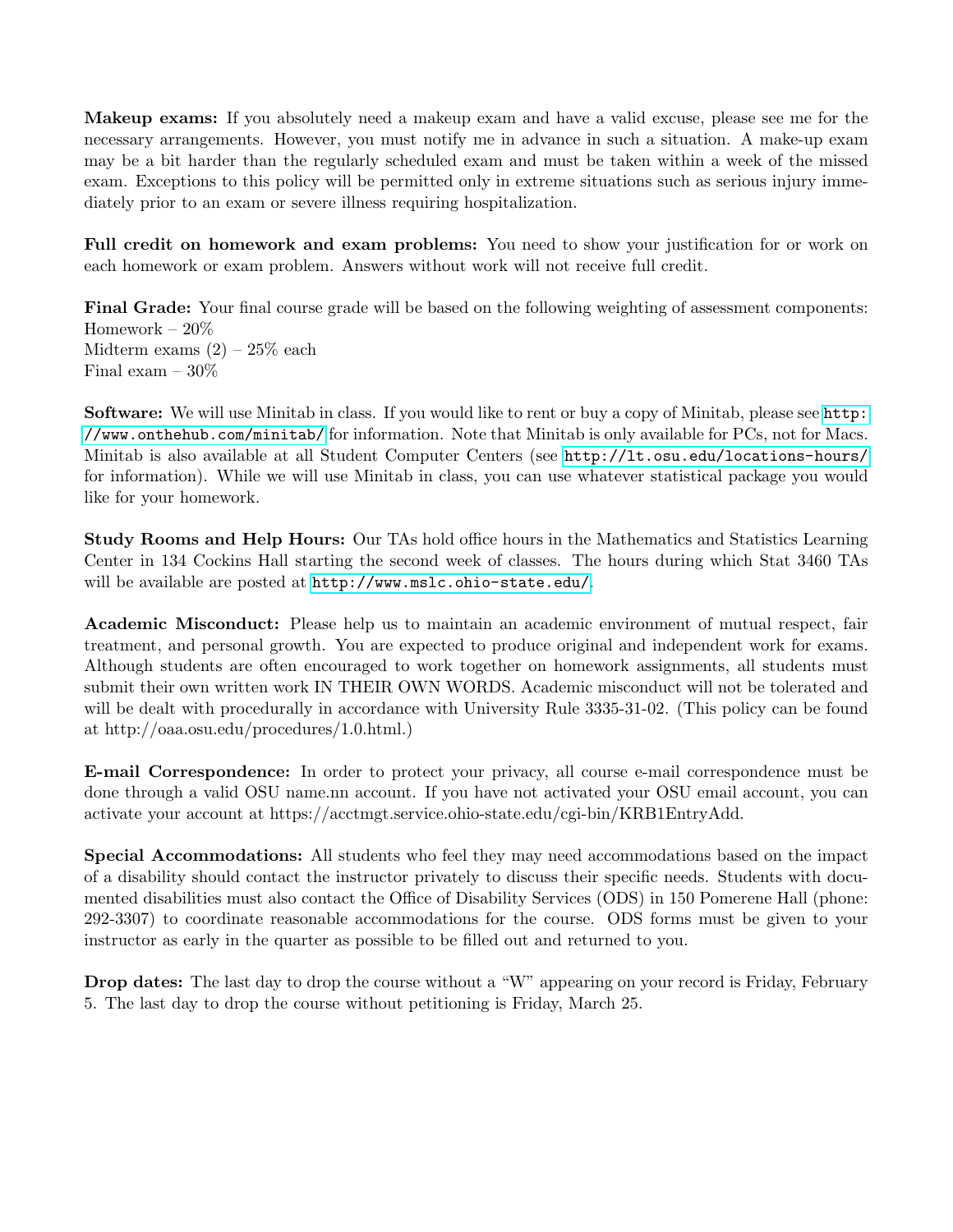**Makeup exams:** If you absolutely need a makeup exam and have a valid excuse, please see me for the necessary arrangements. However, you must notify me in advance in such a situation. A make-up exam may be a bit harder than the regularly scheduled exam and must be taken within a week of the missed exam. Exceptions to this policy will be permitted only in extreme situations such as serious injury immediately prior to an exam or severe illness requiring hospitalization.

**Full credit on homework and exam problems:** You need to show your justification for or work on each homework or exam problem. Answers without work will not receive full credit.

**Final Grade:** Your final course grade will be based on the following weighting of assessment components:
Homework – 20%
Midterm exams (2) – 25% each
Final exam – 30%

**Software:** We will use Minitab in class. If you would like to rent or buy a copy of Minitab, please see `http://www.onthehub.com/minitab/` for information. Note that Minitab is only available for PCs, not for Macs. Minitab is also available at all Student Computer Centers (see `http://lt.osu.edu/locations-hours/` for information). While we will use Minitab in class, you can use whatever statistical package you would like for your homework.

**Study Rooms and Help Hours:** Our TAs hold office hours in the Mathematics and Statistics Learning Center in 134 Cockins Hall starting the second week of classes. The hours during which Stat 3460 TAs will be available are posted at `http://www.mslc.ohio-state.edu/`.

**Academic Misconduct:** Please help us to maintain an academic environment of mutual respect, fair treatment, and personal growth. You are expected to produce original and independent work for exams. Although students are often encouraged to work together on homework assignments, all students must submit their own written work IN THEIR OWN WORDS. Academic misconduct will not be tolerated and will be dealt with procedurally in accordance with University Rule 3335-31-02. (This policy can be found at http://oaa.osu.edu/procedures/1.0.html.)

**E-mail Correspondence:** In order to protect your privacy, all course e-mail correspondence must be done through a valid OSU name.nn account. If you have not activated your OSU email account, you can activate your account at https://acctmgt.service.ohio-state.edu/cgi-bin/KRB1EntryAdd.

**Special Accommodations:** All students who feel they may need accommodations based on the impact of a disability should contact the instructor privately to discuss their specific needs. Students with documented disabilities must also contact the Office of Disability Services (ODS) in 150 Pomerene Hall (phone: 292-3307) to coordinate reasonable accommodations for the course. ODS forms must be given to your instructor as early in the quarter as possible to be filled out and returned to you.

**Drop dates:** The last day to drop the course without a "W" appearing on your record is Friday, February 5. The last day to drop the course without petitioning is Friday, March 25.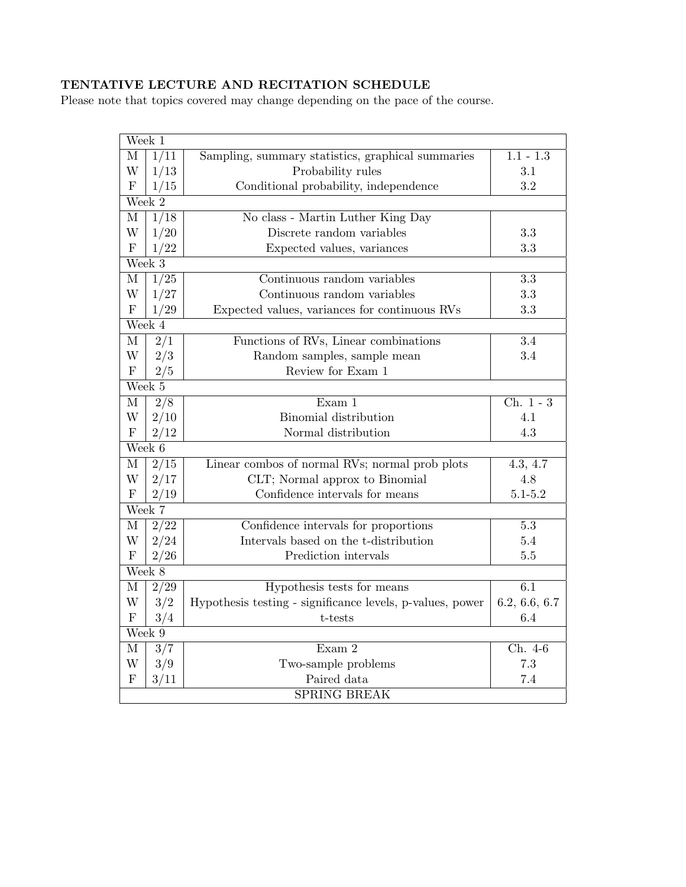**TENTATIVE LECTURE AND RECITATION SCHEDULE**

Please note that topics covered may change depending on the pace of the course.

| Week 1 | | | |
|---|---|---|---|
| M | 1/11 | Sampling, summary statistics, graphical summaries | 1.1 - 1.3 |
| W | 1/13 | Probability rules | 3.1 |
| F | 1/15 | Conditional probability, independence | 3.2 |
| **Week 2** | | | |
| M | 1/18 | No class - Martin Luther King Day | |
| W | 1/20 | Discrete random variables | 3.3 |
| F | 1/22 | Expected values, variances | 3.3 |
| **Week 3** | | | |
| M | 1/25 | Continuous random variables | 3.3 |
| W | 1/27 | Continuous random variables | 3.3 |
| F | 1/29 | Expected values, variances for continuous RVs | 3.3 |
| **Week 4** | | | |
| M | 2/1 | Functions of RVs, Linear combinations | 3.4 |
| W | 2/3 | Random samples, sample mean | 3.4 |
| F | 2/5 | Review for Exam 1 | |
| **Week 5** | | | |
| M | 2/8 | Exam 1 | Ch. 1 - 3 |
| W | 2/10 | Binomial distribution | 4.1 |
| F | 2/12 | Normal distribution | 4.3 |
| **Week 6** | | | |
| M | 2/15 | Linear combos of normal RVs; normal prob plots | 4.3, 4.7 |
| W | 2/17 | CLT; Normal approx to Binomial | 4.8 |
| F | 2/19 | Confidence intervals for means | 5.1-5.2 |
| **Week 7** | | | |
| M | 2/22 | Confidence intervals for proportions | 5.3 |
| W | 2/24 | Intervals based on the t-distribution | 5.4 |
| F | 2/26 | Prediction intervals | 5.5 |
| **Week 8** | | | |
| M | 2/29 | Hypothesis tests for means | 6.1 |
| W | 3/2 | Hypothesis testing - significance levels, p-values, power | 6.2, 6.6, 6.7 |
| F | 3/4 | t-tests | 6.4 |
| **Week 9** | | | |
| M | 3/7 | Exam 2 | Ch. 4-6 |
| W | 3/9 | Two-sample problems | 7.3 |
| F | 3/11 | Paired data | 7.4 |
| SPRING BREAK | | | |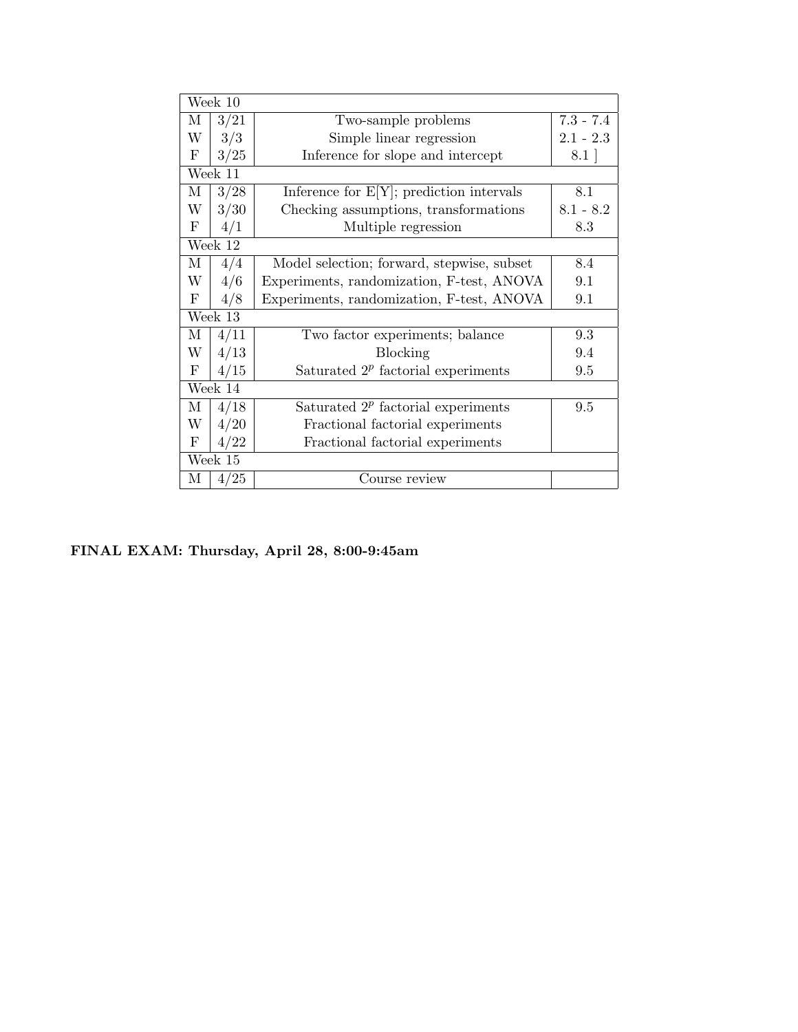| | | | |
|---|---|---|---|
| Week 10 | | | |
| M | 3/21 | Two-sample problems | 7.3 - 7.4 |
| W | 3/3 | Simple linear regression | 2.1 - 2.3 |
| F | 3/25 | Inference for slope and intercept | 8.1 ] |
| Week 11 | | | |
| M | 3/28 | Inference for E[Y]; prediction intervals | 8.1 |
| W | 3/30 | Checking assumptions, transformations | 8.1 - 8.2 |
| F | 4/1 | Multiple regression | 8.3 |
| Week 12 | | | |
| M | 4/4 | Model selection; forward, stepwise, subset | 8.4 |
| W | 4/6 | Experiments, randomization, F-test, ANOVA | 9.1 |
| F | 4/8 | Experiments, randomization, F-test, ANOVA | 9.1 |
| Week 13 | | | |
| M | 4/11 | Two factor experiments; balance | 9.3 |
| W | 4/13 | Blocking | 9.4 |
| F | 4/15 | Saturated $2^p$ factorial experiments | 9.5 |
| Week 14 | | | |
| M | 4/18 | Saturated $2^p$ factorial experiments | 9.5 |
| W | 4/20 | Fractional factorial experiments | |
| F | 4/22 | Fractional factorial experiments | |
| Week 15 | | | |
| M | 4/25 | Course review | |

**FINAL EXAM: Thursday, April 28, 8:00-9:45am**